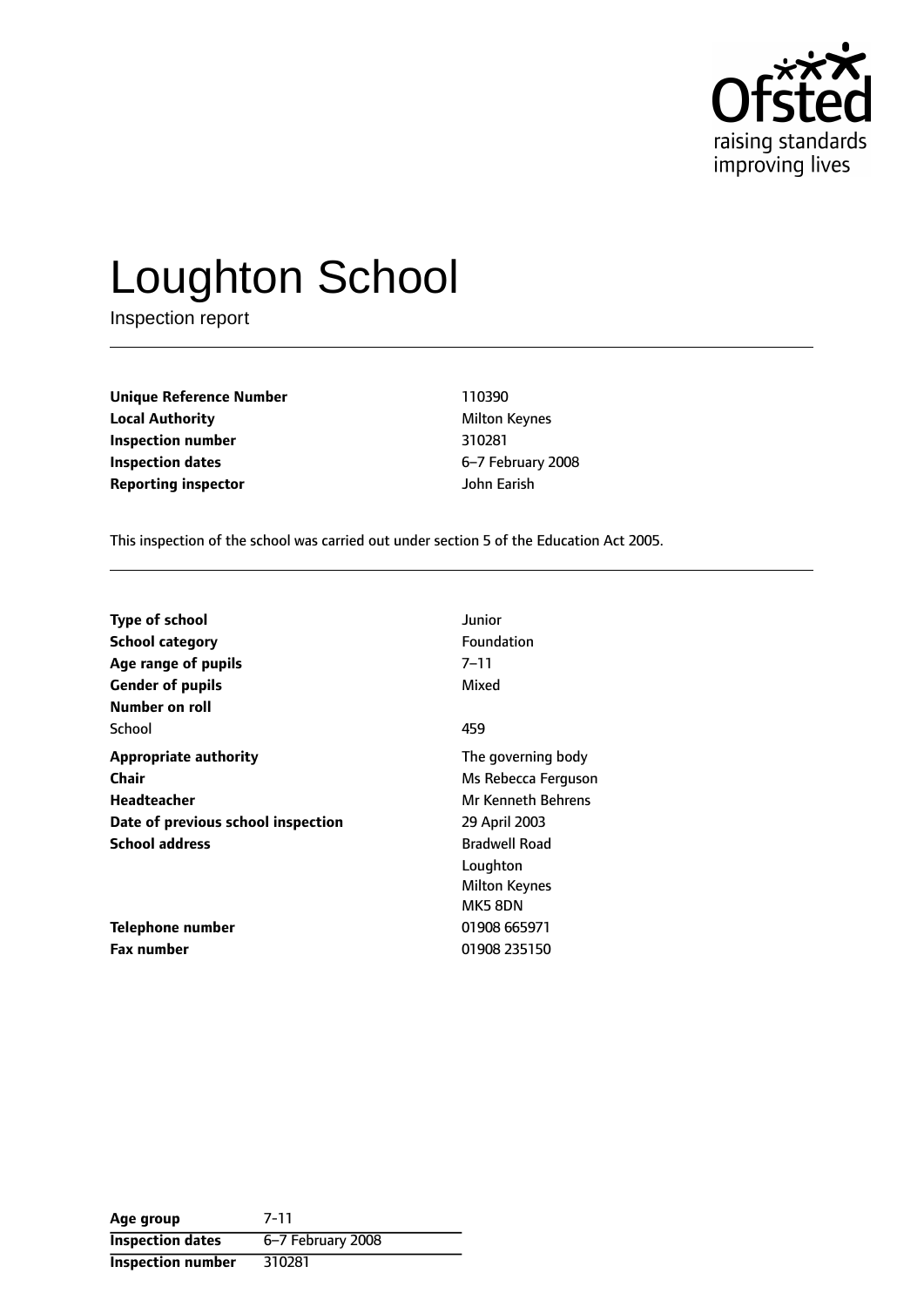# Loughton School

Inspection report

| | |
|---|---|
| **Unique Reference Number** | 110390 |
| **Local Authority** | Milton Keynes |
| **Inspection number** | 310281 |
| **Inspection dates** | 6–7 February 2008 |
| **Reporting inspector** | John Earish |

This inspection of the school was carried out under section 5 of the Education Act 2005.

| | |
|---|---|
| **Type of school** | Junior |
| **School category** | Foundation |
| **Age range of pupils** | 7–11 |
| **Gender of pupils** | Mixed |
| **Number on roll** | |
| School | 459 |
| **Appropriate authority** | The governing body |
| **Chair** | Ms Rebecca Ferguson |
| **Headteacher** | Mr Kenneth Behrens |
| **Date of previous school inspection** | 29 April 2003 |
| **School address** | Bradwell Road<br>Loughton<br>Milton Keynes<br>MK5 8DN |
| **Telephone number** | 01908 665971 |
| **Fax number** | 01908 235150 |

| | |
|---|---|
| **Age group** | 7-11 |
| **Inspection dates** | 6–7 February 2008 |
| **Inspection number** | 310281 |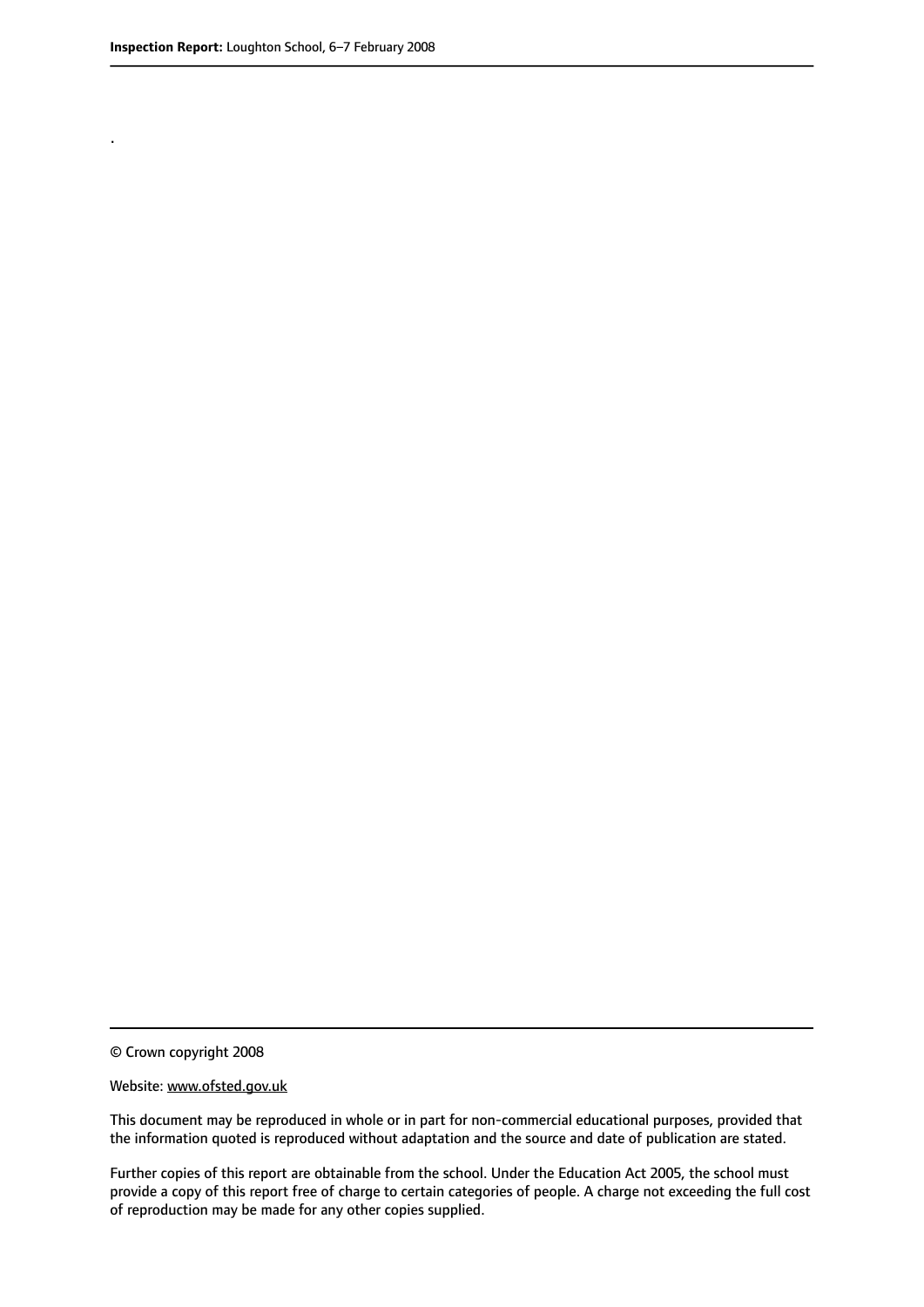.

© Crown copyright 2008

Website: www.ofsted.gov.uk

This document may be reproduced in whole or in part for non-commercial educational purposes, provided that the information quoted is reproduced without adaptation and the source and date of publication are stated.

Further copies of this report are obtainable from the school. Under the Education Act 2005, the school must provide a copy of this report free of charge to certain categories of people. A charge not exceeding the full cost of reproduction may be made for any other copies supplied.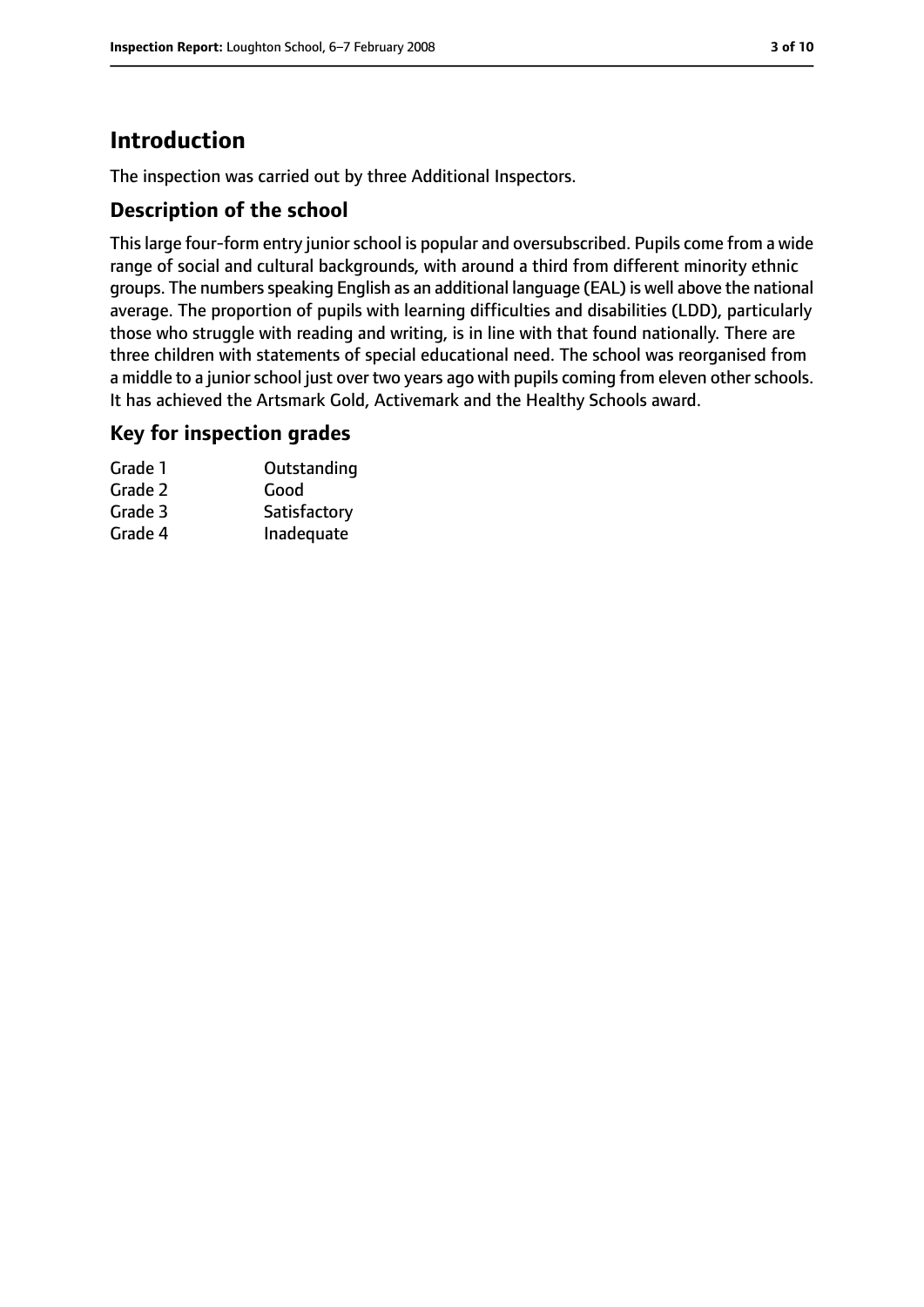# Introduction

The inspection was carried out by three Additional Inspectors.

## Description of the school

This large four-form entry junior school is popular and oversubscribed. Pupils come from a wide range of social and cultural backgrounds, with around a third from different minority ethnic groups. The numbers speaking English as an additional language (EAL) is well above the national average. The proportion of pupils with learning difficulties and disabilities (LDD), particularly those who struggle with reading and writing, is in line with that found nationally. There are three children with statements of special educational need. The school was reorganised from a middle to a junior school just over two years ago with pupils coming from eleven other schools. It has achieved the Artsmark Gold, Activemark and the Healthy Schools award.

## Key for inspection grades

| | |
|---|---|
| Grade 1 | Outstanding |
| Grade 2 | Good |
| Grade 3 | Satisfactory |
| Grade 4 | Inadequate |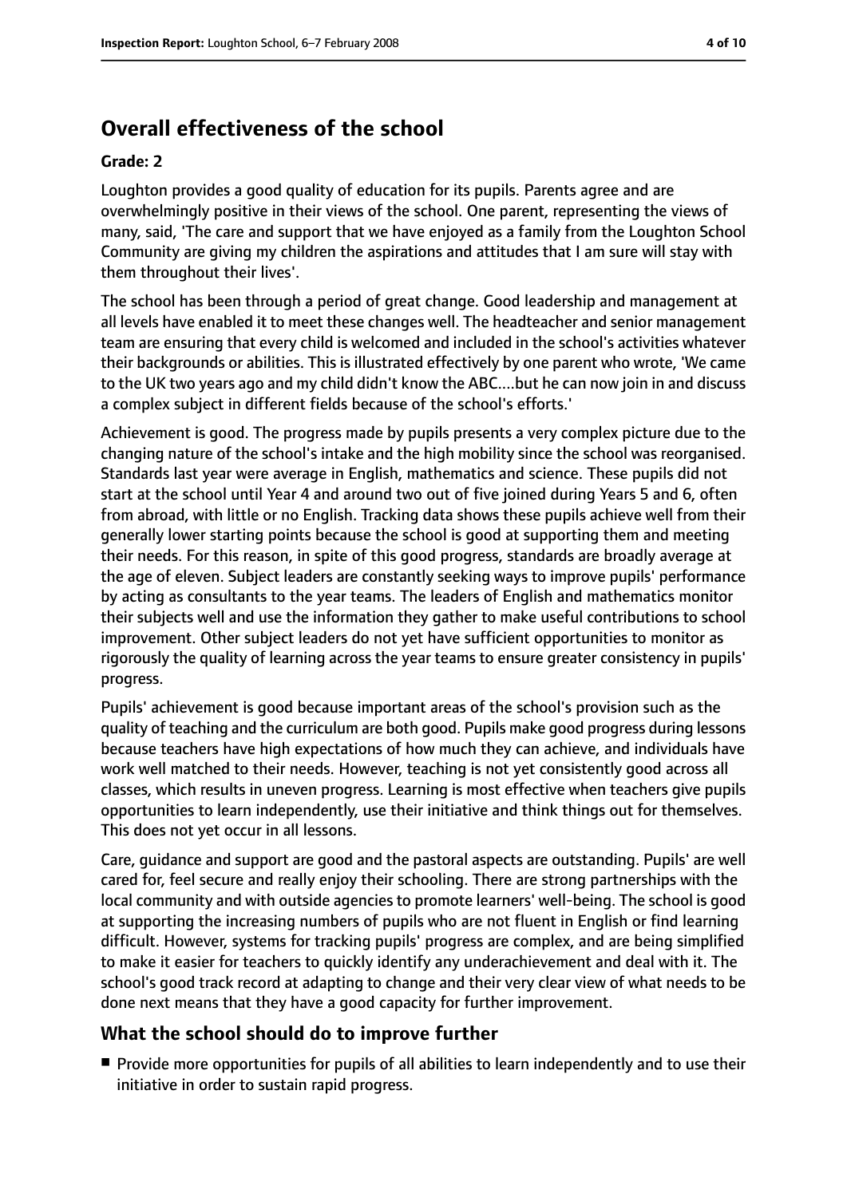## Overall effectiveness of the school

**Grade: 2**

Loughton provides a good quality of education for its pupils. Parents agree and are overwhelmingly positive in their views of the school. One parent, representing the views of many, said, 'The care and support that we have enjoyed as a family from the Loughton School Community are giving my children the aspirations and attitudes that I am sure will stay with them throughout their lives'.

The school has been through a period of great change. Good leadership and management at all levels have enabled it to meet these changes well. The headteacher and senior management team are ensuring that every child is welcomed and included in the school's activities whatever their backgrounds or abilities. This is illustrated effectively by one parent who wrote, 'We came to the UK two years ago and my child didn't know the ABC....but he can now join in and discuss a complex subject in different fields because of the school's efforts.'

Achievement is good. The progress made by pupils presents a very complex picture due to the changing nature of the school's intake and the high mobility since the school was reorganised. Standards last year were average in English, mathematics and science. These pupils did not start at the school until Year 4 and around two out of five joined during Years 5 and 6, often from abroad, with little or no English. Tracking data shows these pupils achieve well from their generally lower starting points because the school is good at supporting them and meeting their needs. For this reason, in spite of this good progress, standards are broadly average at the age of eleven. Subject leaders are constantly seeking ways to improve pupils' performance by acting as consultants to the year teams. The leaders of English and mathematics monitor their subjects well and use the information they gather to make useful contributions to school improvement. Other subject leaders do not yet have sufficient opportunities to monitor as rigorously the quality of learning across the year teams to ensure greater consistency in pupils' progress.

Pupils' achievement is good because important areas of the school's provision such as the quality of teaching and the curriculum are both good. Pupils make good progress during lessons because teachers have high expectations of how much they can achieve, and individuals have work well matched to their needs. However, teaching is not yet consistently good across all classes, which results in uneven progress. Learning is most effective when teachers give pupils opportunities to learn independently, use their initiative and think things out for themselves. This does not yet occur in all lessons.

Care, guidance and support are good and the pastoral aspects are outstanding. Pupils' are well cared for, feel secure and really enjoy their schooling. There are strong partnerships with the local community and with outside agencies to promote learners' well-being. The school is good at supporting the increasing numbers of pupils who are not fluent in English or find learning difficult. However, systems for tracking pupils' progress are complex, and are being simplified to make it easier for teachers to quickly identify any underachievement and deal with it. The school's good track record at adapting to change and their very clear view of what needs to be done next means that they have a good capacity for further improvement.

### What the school should do to improve further

- Provide more opportunities for pupils of all abilities to learn independently and to use their initiative in order to sustain rapid progress.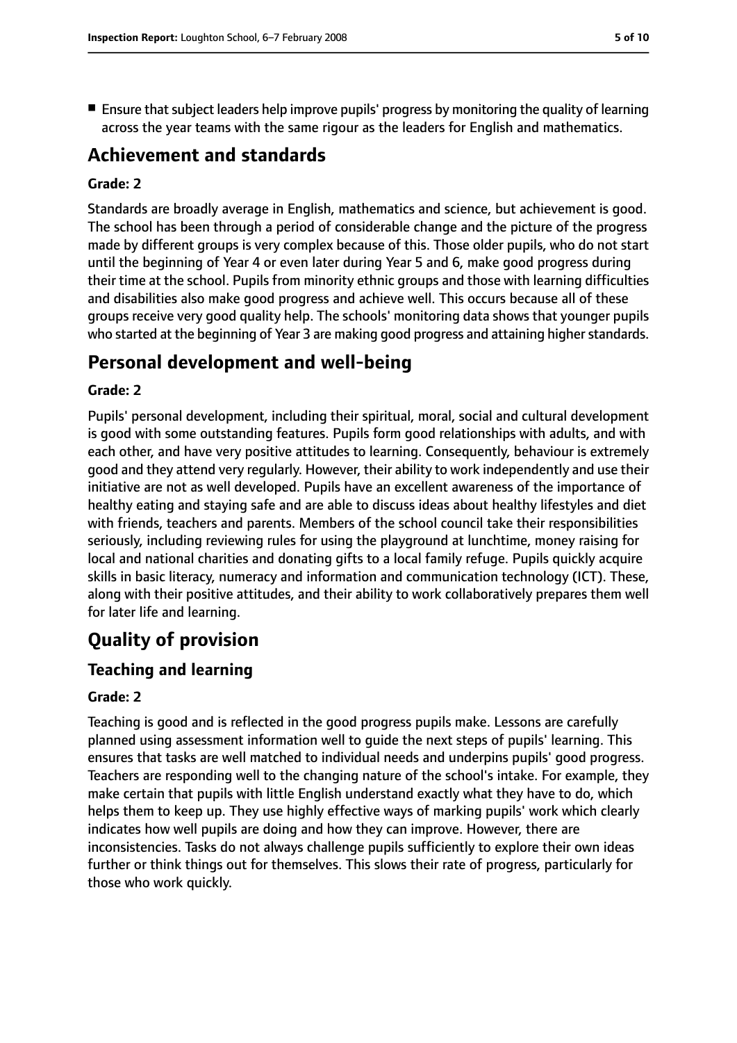- Ensure that subject leaders help improve pupils' progress by monitoring the quality of learning across the year teams with the same rigour as the leaders for English and mathematics.

# Achievement and standards

**Grade: 2**

Standards are broadly average in English, mathematics and science, but achievement is good. The school has been through a period of considerable change and the picture of the progress made by different groups is very complex because of this. Those older pupils, who do not start until the beginning of Year 4 or even later during Year 5 and 6, make good progress during their time at the school. Pupils from minority ethnic groups and those with learning difficulties and disabilities also make good progress and achieve well. This occurs because all of these groups receive very good quality help. The schools' monitoring data shows that younger pupils who started at the beginning of Year 3 are making good progress and attaining higher standards.

# Personal development and well-being

**Grade: 2**

Pupils' personal development, including their spiritual, moral, social and cultural development is good with some outstanding features. Pupils form good relationships with adults, and with each other, and have very positive attitudes to learning. Consequently, behaviour is extremely good and they attend very regularly. However, their ability to work independently and use their initiative are not as well developed. Pupils have an excellent awareness of the importance of healthy eating and staying safe and are able to discuss ideas about healthy lifestyles and diet with friends, teachers and parents. Members of the school council take their responsibilities seriously, including reviewing rules for using the playground at lunchtime, money raising for local and national charities and donating gifts to a local family refuge. Pupils quickly acquire skills in basic literacy, numeracy and information and communication technology (ICT). These, along with their positive attitudes, and their ability to work collaboratively prepares them well for later life and learning.

# Quality of provision

## Teaching and learning

**Grade: 2**

Teaching is good and is reflected in the good progress pupils make. Lessons are carefully planned using assessment information well to guide the next steps of pupils' learning. This ensures that tasks are well matched to individual needs and underpins pupils' good progress. Teachers are responding well to the changing nature of the school's intake. For example, they make certain that pupils with little English understand exactly what they have to do, which helps them to keep up. They use highly effective ways of marking pupils' work which clearly indicates how well pupils are doing and how they can improve. However, there are inconsistencies. Tasks do not always challenge pupils sufficiently to explore their own ideas further or think things out for themselves. This slows their rate of progress, particularly for those who work quickly.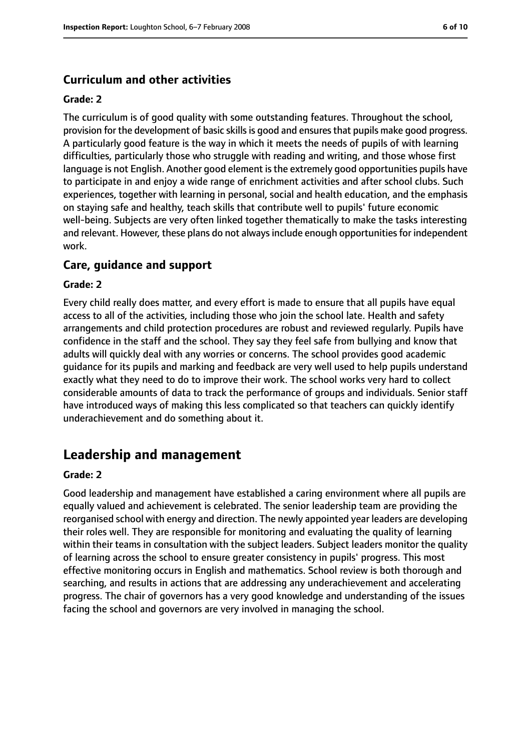### Curriculum and other activities

#### Grade: 2

The curriculum is of good quality with some outstanding features. Throughout the school, provision for the development of basic skills is good and ensures that pupils make good progress. A particularly good feature is the way in which it meets the needs of pupils of with learning difficulties, particularly those who struggle with reading and writing, and those whose first language is not English. Another good element is the extremely good opportunities pupils have to participate in and enjoy a wide range of enrichment activities and after school clubs. Such experiences, together with learning in personal, social and health education, and the emphasis on staying safe and healthy, teach skills that contribute well to pupils' future economic well-being. Subjects are very often linked together thematically to make the tasks interesting and relevant. However, these plans do not always include enough opportunities for independent work.

### Care, guidance and support

#### Grade: 2

Every child really does matter, and every effort is made to ensure that all pupils have equal access to all of the activities, including those who join the school late. Health and safety arrangements and child protection procedures are robust and reviewed regularly. Pupils have confidence in the staff and the school. They say they feel safe from bullying and know that adults will quickly deal with any worries or concerns. The school provides good academic guidance for its pupils and marking and feedback are very well used to help pupils understand exactly what they need to do to improve their work. The school works very hard to collect considerable amounts of data to track the performance of groups and individuals. Senior staff have introduced ways of making this less complicated so that teachers can quickly identify underachievement and do something about it.

## Leadership and management

#### Grade: 2

Good leadership and management have established a caring environment where all pupils are equally valued and achievement is celebrated. The senior leadership team are providing the reorganised school with energy and direction. The newly appointed year leaders are developing their roles well. They are responsible for monitoring and evaluating the quality of learning within their teams in consultation with the subject leaders. Subject leaders monitor the quality of learning across the school to ensure greater consistency in pupils' progress. This most effective monitoring occurs in English and mathematics. School review is both thorough and searching, and results in actions that are addressing any underachievement and accelerating progress. The chair of governors has a very good knowledge and understanding of the issues facing the school and governors are very involved in managing the school.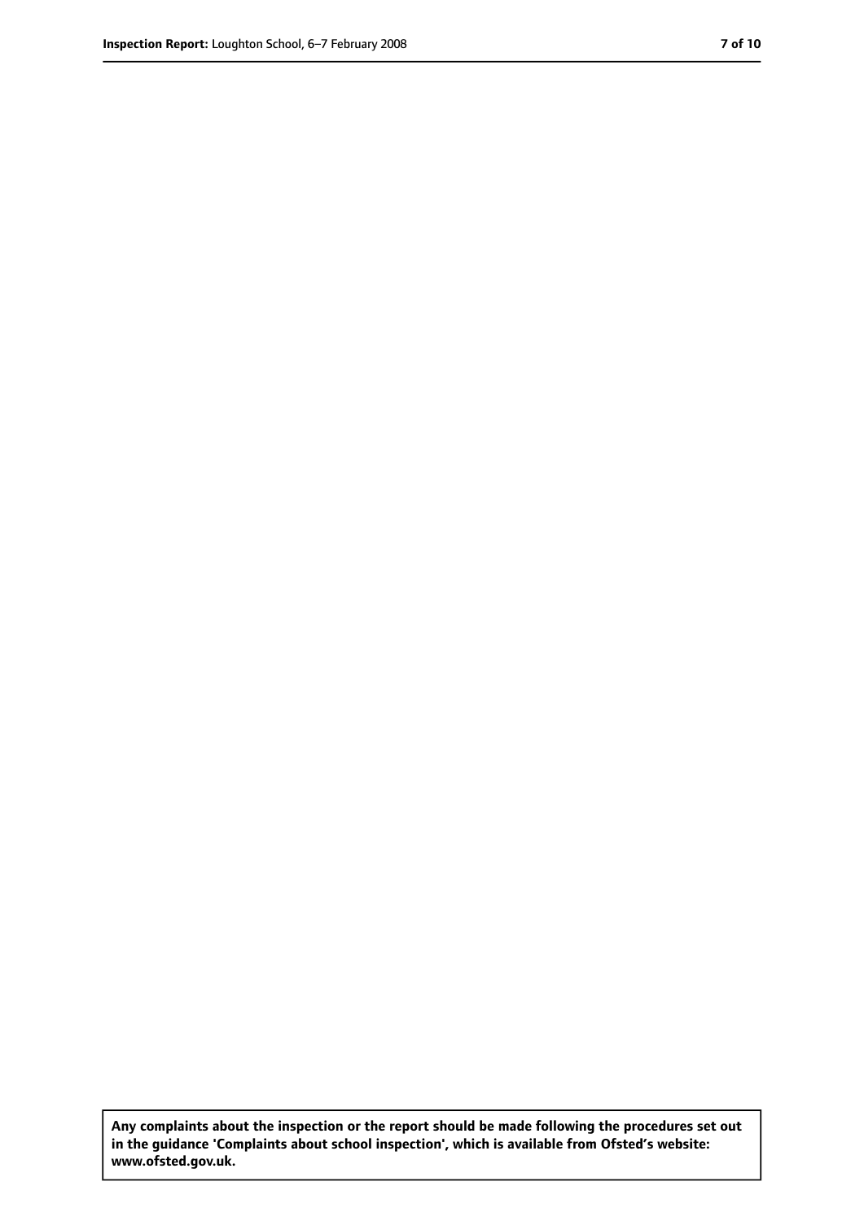**Any complaints about the inspection or the report should be made following the procedures set out in the guidance 'Complaints about school inspection', which is available from Ofsted's website: www.ofsted.gov.uk.**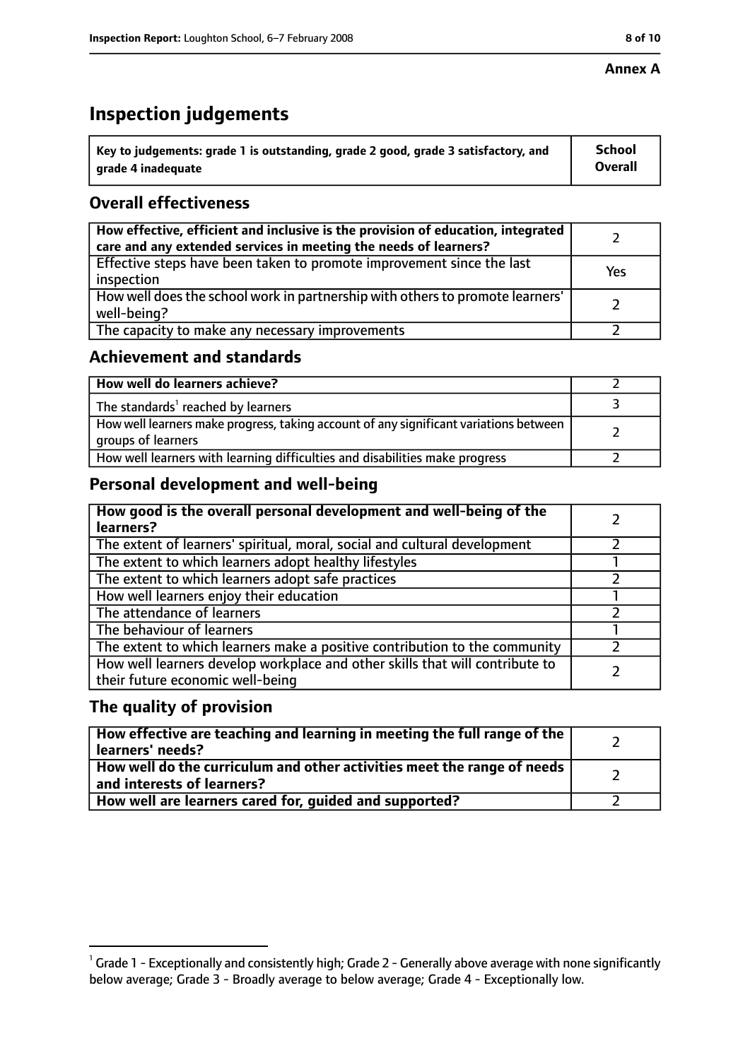**Annex A**

# Inspection judgements

| Key to judgements: grade 1 is outstanding, grade 2 good, grade 3 satisfactory, and grade 4 inadequate | School Overall |
|---|---|

## Overall effectiveness

| | |
|---|---|
| **How effective, efficient and inclusive is the provision of education, integrated care and any extended services in meeting the needs of learners?** | 2 |
| Effective steps have been taken to promote improvement since the last inspection | Yes |
| How well does the school work in partnership with others to promote learners' well-being? | 2 |
| The capacity to make any necessary improvements | 2 |

## Achievement and standards

| | |
|---|---|
| **How well do learners achieve?** | 2 |
| The standards[1] reached by learners | 3 |
| How well learners make progress, taking account of any significant variations between groups of learners | 2 |
| How well learners with learning difficulties and disabilities make progress | 2 |

## Personal development and well-being

| | |
|---|---|
| **How good is the overall personal development and well-being of the learners?** | 2 |
| The extent of learners' spiritual, moral, social and cultural development | 2 |
| The extent to which learners adopt healthy lifestyles | 1 |
| The extent to which learners adopt safe practices | 2 |
| How well learners enjoy their education | 1 |
| The attendance of learners | 2 |
| The behaviour of learners | 1 |
| The extent to which learners make a positive contribution to the community | 2 |
| How well learners develop workplace and other skills that will contribute to their future economic well-being | 2 |

## The quality of provision

| | |
|---|---|
| **How effective are teaching and learning in meeting the full range of the learners' needs?** | 2 |
| **How well do the curriculum and other activities meet the range of needs and interests of learners?** | 2 |
| **How well are learners cared for, guided and supported?** | 2 |

[1] Grade 1 - Exceptionally and consistently high; Grade 2 - Generally above average with none significantly below average; Grade 3 - Broadly average to below average; Grade 4 - Exceptionally low.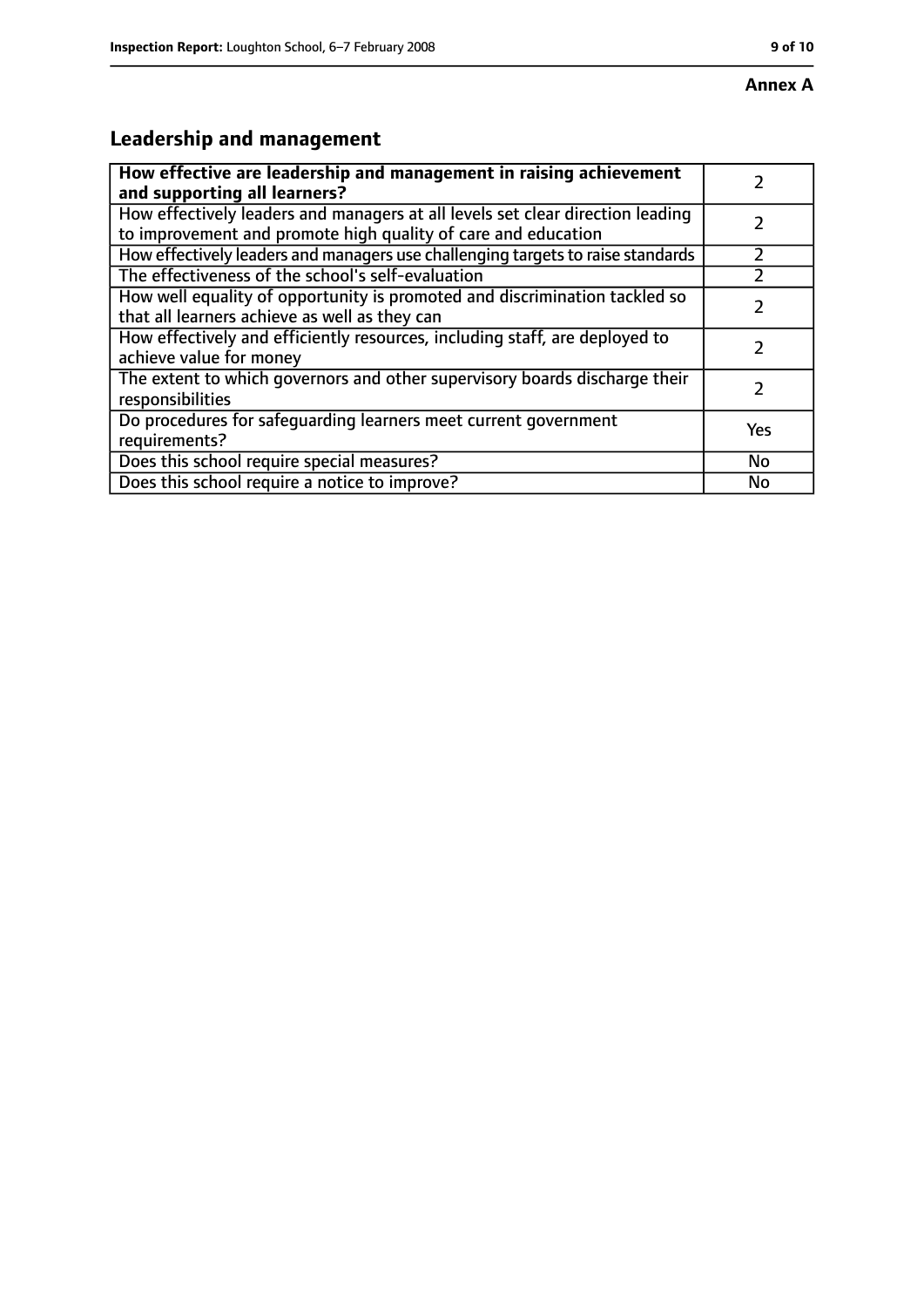**Annex A**

## Leadership and management

| How effective are leadership and management in raising achievement and supporting all learners? | 2 |
|---|---|
| How effectively leaders and managers at all levels set clear direction leading to improvement and promote high quality of care and education | 2 |
| How effectively leaders and managers use challenging targets to raise standards | 2 |
| The effectiveness of the school's self-evaluation | 2 |
| How well equality of opportunity is promoted and discrimination tackled so that all learners achieve as well as they can | 2 |
| How effectively and efficiently resources, including staff, are deployed to achieve value for money | 2 |
| The extent to which governors and other supervisory boards discharge their responsibilities | 2 |
| Do procedures for safeguarding learners meet current government requirements? | Yes |
| Does this school require special measures? | No |
| Does this school require a notice to improve? | No |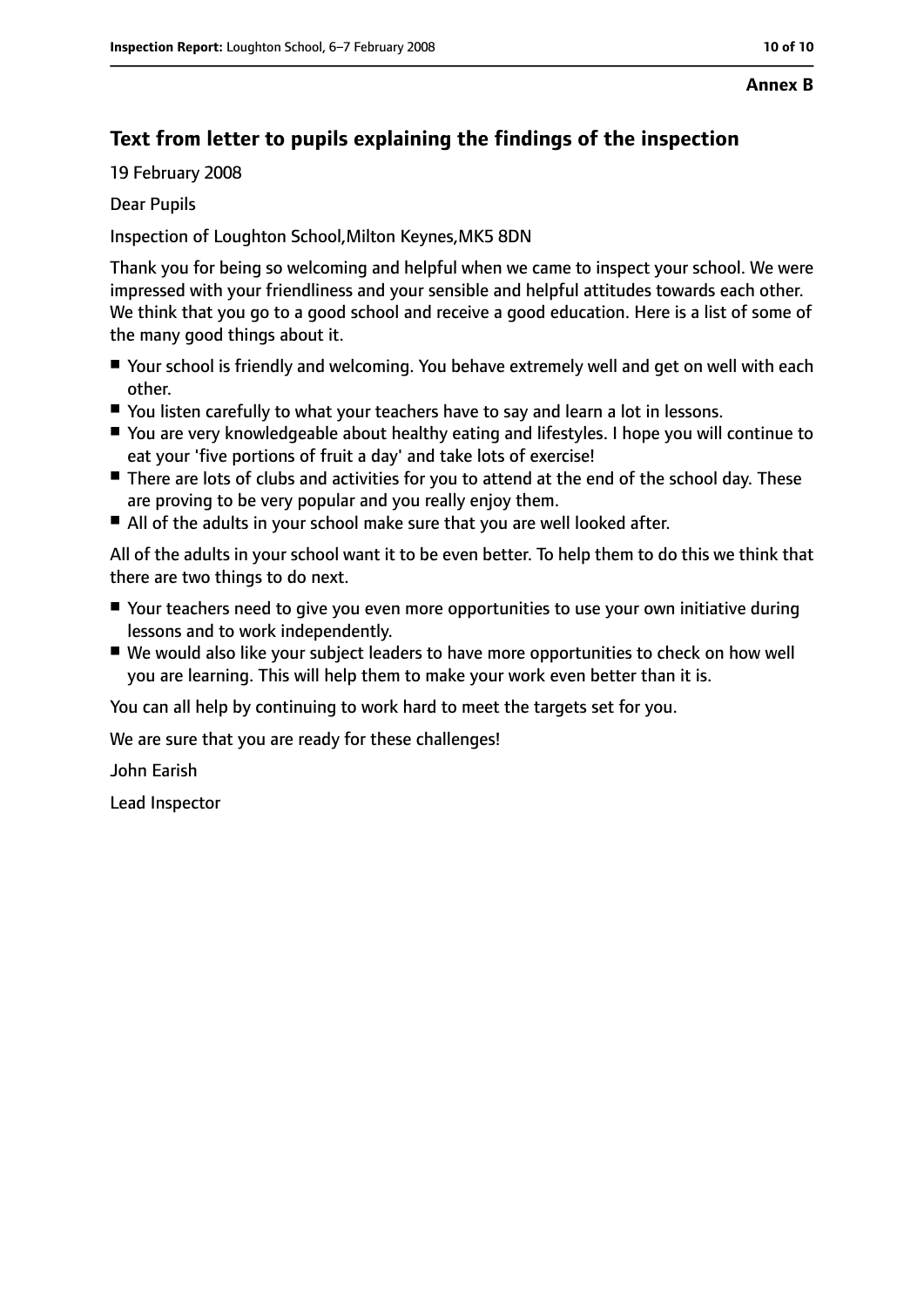**Annex B**

## Text from letter to pupils explaining the findings of the inspection

19 February 2008

Dear Pupils

Inspection of Loughton School,Milton Keynes,MK5 8DN

Thank you for being so welcoming and helpful when we came to inspect your school. We were impressed with your friendliness and your sensible and helpful attitudes towards each other. We think that you go to a good school and receive a good education. Here is a list of some of the many good things about it.

- Your school is friendly and welcoming. You behave extremely well and get on well with each other.
- You listen carefully to what your teachers have to say and learn a lot in lessons.
- You are very knowledgeable about healthy eating and lifestyles. I hope you will continue to eat your 'five portions of fruit a day' and take lots of exercise!
- There are lots of clubs and activities for you to attend at the end of the school day. These are proving to be very popular and you really enjoy them.
- All of the adults in your school make sure that you are well looked after.

All of the adults in your school want it to be even better. To help them to do this we think that there are two things to do next.

- Your teachers need to give you even more opportunities to use your own initiative during lessons and to work independently.
- We would also like your subject leaders to have more opportunities to check on how well you are learning. This will help them to make your work even better than it is.

You can all help by continuing to work hard to meet the targets set for you.

We are sure that you are ready for these challenges!

John Earish

Lead Inspector